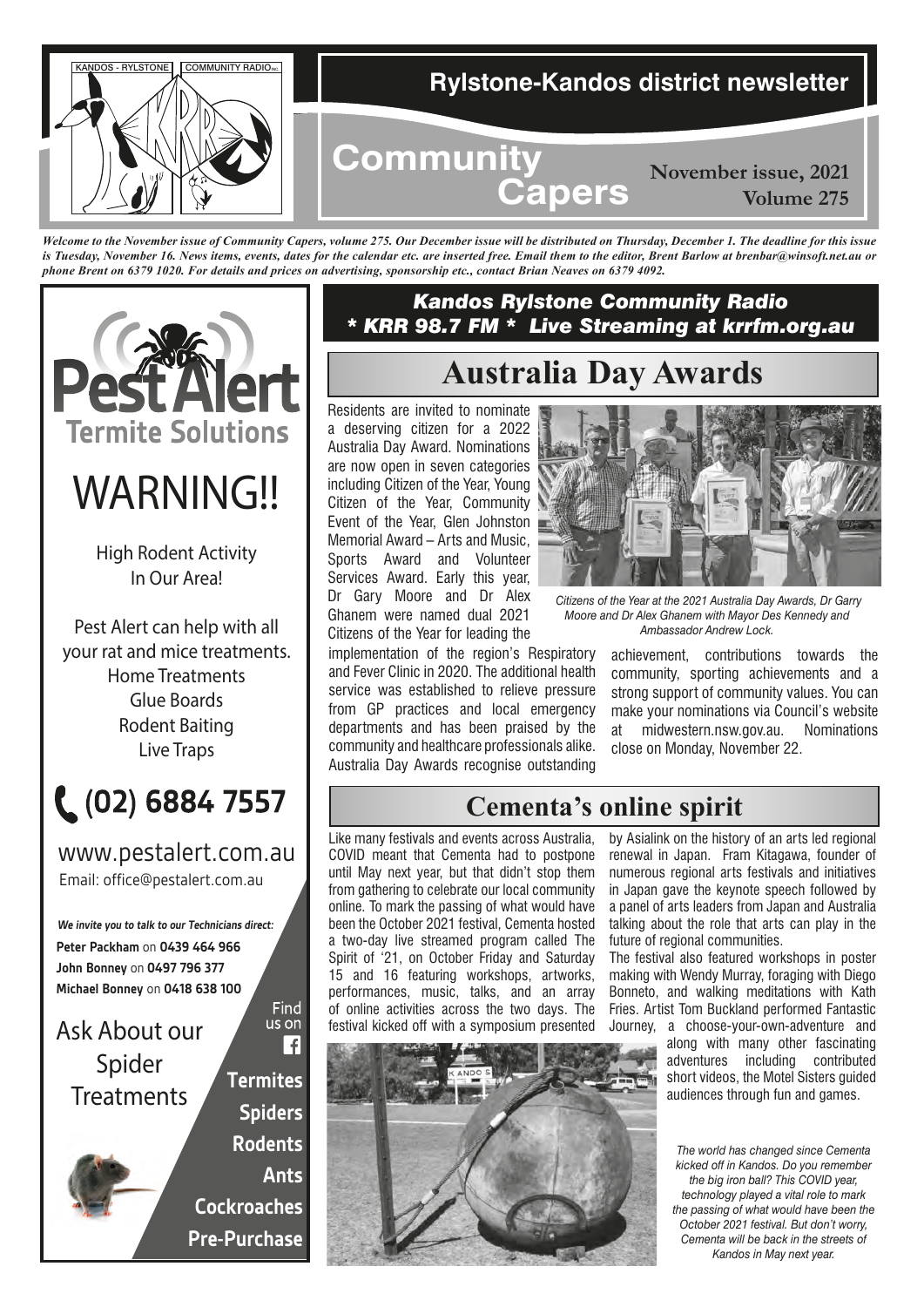KANDOS - RYLSTONE COMMUNITY RADIO INC.

# Rylstone-Kandos district newsletter

# Community Capers

**November issue, 2021**
**Volume 275**

***Welcome to the November issue of Community Capers, volume 275. Our December issue will be distributed on Thursday, December 1. The deadline for this issue is Tuesday, November 16. News items, events, dates for the calendar etc. are inserted free. Email them to the editor, Brent Barlow at brenbar@winsoft.net.au or phone Brent on 6379 1020. For details and prices on advertising, sponsorship etc., contact Brian Neaves on 6379 4092.***

***Kandos Rylstone Community Radio***
***\* KRR 98.7 FM \* Live Streaming at krrfm.org.au***

## Australia Day Awards

Residents are invited to nominate a deserving citizen for a 2022 Australia Day Award. Nominations are now open in seven categories including Citizen of the Year, Young Citizen of the Year, Community Event of the Year, Glen Johnston Memorial Award – Arts and Music, Sports Award and Volunteer Services Award. Early this year, Dr Gary Moore and Dr Alex Ghanem were named dual 2021 Citizens of the Year for leading the implementation of the region's Respiratory and Fever Clinic in 2020. The additional health service was established to relieve pressure from GP practices and local emergency departments and has been praised by the community and healthcare professionals alike. Australia Day Awards recognise outstanding achievement, contributions towards the community, sporting achievements and a strong support of community values. You can make your nominations via Council's website at midwestern.nsw.gov.au. Nominations close on Monday, November 22.

*Citizens of the Year at the 2021 Australia Day Awards, Dr Garry Moore and Dr Alex Ghanem with Mayor Des Kennedy and Ambassador Andrew Lock.*

## Cementa's online spirit

Like many festivals and events across Australia, COVID meant that Cementa had to postpone until May next year, but that didn't stop them from gathering to celebrate our local community online. To mark the passing of what would have been the October 2021 festival, Cementa hosted a two-day live streamed program called The Spirit of '21, on October Friday and Saturday 15 and 16 featuring workshops, artworks, performances, music, talks, and an array of online activities across the two days. The festival kicked off with a symposium presented by Asialink on the history of an arts led regional renewal in Japan. Fram Kitagawa, founder of numerous regional arts festivals and initiatives in Japan gave the keynote speech followed by a panel of arts leaders from Japan and Australia talking about the role that arts can play in the future of regional communities.

The festival also featured workshops in poster making with Wendy Murray, foraging with Diego Bonneto, and walking meditations with Kath Fries. Artist Tom Buckland performed Fantastic Journey, a choose-your-own-adventure and along with many other fascinating adventures including contributed short videos, the Motel Sisters guided audiences through fun and games.

*The world has changed since Cementa kicked off in Kandos. Do you remember the big iron ball? This COVID year, technology played a vital role to mark the passing of what would have been the October 2021 festival. But don't worry, Cementa will be back in the streets of Kandos in May next year.*

---

**Pest Alert**
**Termite Solutions**

WARNING!!

High Rodent Activity In Our Area!

Pest Alert can help with all your rat and mice treatments.

- Home Treatments
- Glue Boards
- Rodent Baiting
- Live Traps

**(02) 6884 7557**

www.pestalert.com.au
Email: office@pestalert.com.au

*We invite you to talk to our Technicians direct:*
**Peter Packham** on **0439 464 966**
**John Bonney** on **0497 796 377**
**Michael Bonney** on **0418 638 100**

Ask About our Spider Treatments

Find us on Facebook

**Termites**
**Spiders**
**Rodents**
**Ants**
**Cockroaches**
**Pre-Purchase**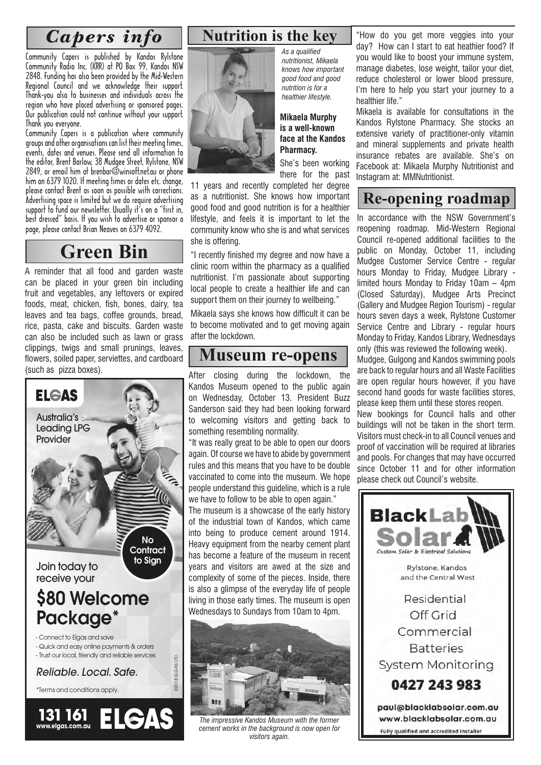## Capers info

Community Capers is published by Kandos Rylstone Community Radio Inc. (KRR) at PO Box 99, Kandos NSW 2848. Funding has also been provided by the Mid-Western Regional Council and we acknowledge their support. Thank-you also to businesses and individuals across the region who have placed advertising or sponsored pages. Our publication could not continue without your support. Thank you everyone.

Community Capers is a publication where community groups and other organisations can list their meeting times, events, dates and venues. Please send all information to the editor, Brent Barlow, 38 Mudgee Street, Rylstone, NSW 2849, or email him at brenbar@winsoft.net.au or phone him on 6379 1020. If meeting times or dates etc. change, please contact Brent as soon as possible with corrections. Advertising space is limited but we do require advertising support to fund our newsletter. Usually it's on a "first in, best dressed" basis. If you wish to advertise or sponsor a page, please contact Brian Neaves on 6379 4092.

## Green Bin

A reminder that all food and garden waste can be placed in your green bin including fruit and vegetables, any leftovers or expired foods, meat, chicken, fish, bones, dairy, tea leaves and tea bags, coffee grounds, bread, rice, pasta, cake and biscuits. Garden waste can also be included such as lawn or grass clippings, twigs and small prunings, leaves, flowers, soiled paper, serviettes, and cardboard (such as pizza boxes).

**ELGAS**

Australia's Leading LPG Provider

No Contract to Sign

Join today to receive your

### $80 Welcome Package*

- Connect to Elgas and save
- Quick and easy online payments & orders
- Trust our local, friendly and reliable services

*Reliable. Local. Safe.*

*Terms and conditions apply.

©2018 ELGAS LTD.

**131 161** www.elgas.com.au **ELGAS**

## Nutrition is the key

*As a qualified nutritionist, Mikaela knows how important good food and good nutrition is for a healthier lifestyle.*

**Mikaela Murphy is a well-known face at the Kandos Pharmacy.** She's been working there for the past 11 years and recently completed her degree as a nutritionist. She knows how important good food and good nutrition is for a healthier lifestyle, and feels it is important to let the community know who she is and what services she is offering.

"I recently finished my degree and now have a clinic room within the pharmacy as a qualified nutritionist. I'm passionate about supporting local people to create a healthier life and can support them on their journey to wellbeing."

Mikaela says she knows how difficult it can be to become motivated and to get moving again after the lockdown.

"How do you get more veggies into your day? How can I start to eat heathier food? If you would like to boost your immune system, manage diabetes, lose weight, tailor your diet, reduce cholesterol or lower blood pressure, I'm here to help you start your journey to a healthier life."

Mikaela is available for consultations in the Kandos Rylstone Pharmacy. She stocks an extensive variety of practitioner-only vitamin and mineral supplements and private health insurance rebates are available. She's on Facebook at: Mikaela Murphy Nutritionist and Instagram at: MMNutritionist.

## Museum re-opens

After closing during the lockdown, the Kandos Museum opened to the public again on Wednesday, October 13. President Buzz Sanderson said they had been looking forward to welcoming visitors and getting back to something resembling normality.

"It was really great to be able to open our doors again. Of course we have to abide by government rules and this means that you have to be double vaccinated to come into the museum. We hope people understand this guideline, which is a rule we have to follow to be able to open again."

The museum is a showcase of the early history of the industrial town of Kandos, which came into being to produce cement around 1914. Heavy equipment from the nearby cement plant has become a feature of the museum in recent years and visitors are awed at the size and complexity of some of the pieces. Inside, there is also a glimpse of the everyday life of people living in those early times. The museum is open Wednesdays to Sundays from 10am to 4pm.

*The impressive Kandos Museum with the former cement works in the background is now open for visitors again.*

## Re-opening roadmap

In accordance with the NSW Government's reopening roadmap. Mid-Western Regional Council re-opened additional facilities to the public on Monday, October 11, including Mudgee Customer Service Centre - regular hours Monday to Friday, Mudgee Library - limited hours Monday to Friday 10am – 4pm (Closed Saturday), Mudgee Arts Precinct (Gallery and Mudgee Region Tourism) - regular hours seven days a week, Rylstone Customer Service Centre and Library - regular hours Monday to Friday, Kandos Library, Wednesdays only (this was reviewed the following week).

Mudgee, Gulgong and Kandos swimming pools are back to regular hours and all Waste Facilities are open regular hours however, if you have second hand goods for waste facilities stores, please keep them until these stores reopen.

New bookings for Council halls and other buildings will not be taken in the short term. Visitors must check-in to all Council venues and proof of vaccination will be required at libraries and pools. For changes that may have occurred since October 11 and for other information please check out Council's website.

**BlackLab Solar**

*Custom Solar & Electrical Solutions*

Rylstone, Kandos and the Central West

Residential
Off Grid
Commercial
Batteries
System Monitoring

**0427 243 983**

paul@blacklabsolar.com.au
www.blacklabsolar.com.au

Fully qualified and accredited installer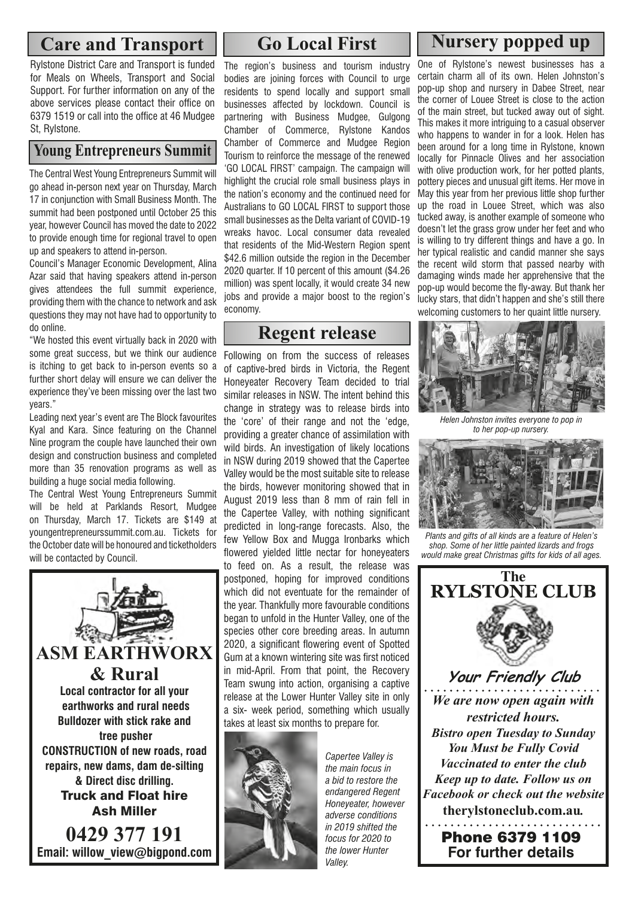## Care and Transport

Rylstone District Care and Transport is funded for Meals on Wheels, Transport and Social Support. For further information on any of the above services please contact their office on 6379 1519 or call into the office at 46 Mudgee St, Rylstone.

## Young Entrepreneurs Summit

The Central West Young Entrepreneurs Summit will go ahead in-person next year on Thursday, March 17 in conjunction with Small Business Month. The summit had been postponed until October 25 this year, however Council has moved the date to 2022 to provide enough time for regional travel to open up and speakers to attend in-person.

Council's Manager Economic Development, Alina Azar said that having speakers attend in-person gives attendees the full summit experience, providing them with the chance to network and ask questions they may not have had to opportunity to do online.

"We hosted this event virtually back in 2020 with some great success, but we think our audience is itching to get back to in-person events so a further short delay will ensure we can deliver the experience they've been missing over the last two years."

Leading next year's event are The Block favourites Kyal and Kara. Since featuring on the Channel Nine program the couple have launched their own design and construction business and completed more than 35 renovation programs as well as building a huge social media following.

The Central West Young Entrepreneurs Summit will be held at Parklands Resort, Mudgee on Thursday, March 17. Tickets are $149 at youngentrepreneurssummit.com.au. Tickets for the October date will be honoured and ticketholders will be contacted by Council.

**ASM EARTHWORX & Rural**

**Local contractor for all your earthworks and rural needs**
**Bulldozer with stick rake and tree pusher**
**CONSTRUCTION of new roads, road repairs, new dams, dam de-silting & Direct disc drilling.**
**Truck and Float hire**
**Ash Miller**
**0429 377 191**
**Email: willow_view@bigpond.com**

## Go Local First

The region's business and tourism industry bodies are joining forces with Council to urge residents to spend locally and support small businesses affected by lockdown. Council is partnering with Business Mudgee, Gulgong Chamber of Commerce, Rylstone Kandos Chamber of Commerce and Mudgee Region Tourism to reinforce the message of the renewed 'GO LOCAL FIRST' campaign. The campaign will highlight the crucial role small business plays in the nation's economy and the continued need for Australians to GO LOCAL FIRST to support those small businesses as the Delta variant of COVID-19 wreaks havoc. Local consumer data revealed that residents of the Mid-Western Region spent $42.6 million outside the region in the December 2020 quarter. If 10 percent of this amount ($4.26 million) was spent locally, it would create 34 new jobs and provide a major boost to the region's economy.

## Regent release

Following on from the success of releases of captive-bred birds in Victoria, the Regent Honeyeater Recovery Team decided to trial similar releases in NSW. The intent behind this change in strategy was to release birds into the 'core' of their range and not the 'edge, providing a greater chance of assimilation with wild birds. An investigation of likely locations in NSW during 2019 showed that the Capertee Valley would be the most suitable site to release the birds, however monitoring showed that in August 2019 less than 8 mm of rain fell in the Capertee Valley, with nothing significant predicted in long-range forecasts. Also, the few Yellow Box and Mugga Ironbarks which flowered yielded little nectar for honeyeaters to feed on. As a result, the release was postponed, hoping for improved conditions which did not eventuate for the remainder of the year. Thankfully more favourable conditions began to unfold in the Hunter Valley, one of the species other core breeding areas. In autumn 2020, a significant flowering event of Spotted Gum at a known wintering site was first noticed in mid-April. From that point, the Recovery Team swung into action, organising a captive release at the Lower Hunter Valley site in only a six- week period, something which usually takes at least six months to prepare for.

*Capertee Valley is the main focus in a bid to restore the endangered Regent Honeyeater, however adverse conditions in 2019 shifted the focus for 2020 to the lower Hunter Valley.*

## Nursery popped up

One of Rylstone's newest businesses has a certain charm all of its own. Helen Johnston's pop-up shop and nursery in Dabee Street, near the corner of Louee Street is close to the action of the main street, but tucked away out of sight. This makes it more intriguing to a casual observer who happens to wander in for a look. Helen has been around for a long time in Rylstone, known locally for Pinnacle Olives and her association with olive production work, for her potted plants, pottery pieces and unusual gift items. Her move in May this year from her previous little shop further up the road in Louee Street, which was also tucked away, is another example of someone who doesn't let the grass grow under her feet and who is willing to try different things and have a go. In her typical realistic and candid manner she says the recent wild storm that passed nearby with damaging winds made her apprehensive that the pop-up would become the fly-away. But thank her lucky stars, that didn't happen and she's still there welcoming customers to her quaint little nursery.

*Helen Johnston invites everyone to pop in to her pop-up nursery.*

*Plants and gifts of all kinds are a feature of Helen's shop. Some of her little painted lizards and frogs would make great Christmas gifts for kids of all ages.*

**The RYLSTONE CLUB**

**Your Friendly Club**

***We are now open again with restricted hours.***
***Bistro open Tuesday to Sunday***
***You Must be Fully Covid Vaccinated to enter the club***
***Keep up to date. Follow us on Facebook or check out the website***
**therylstoneclub.com.au.**

**Phone 6379 1109**
**For further details**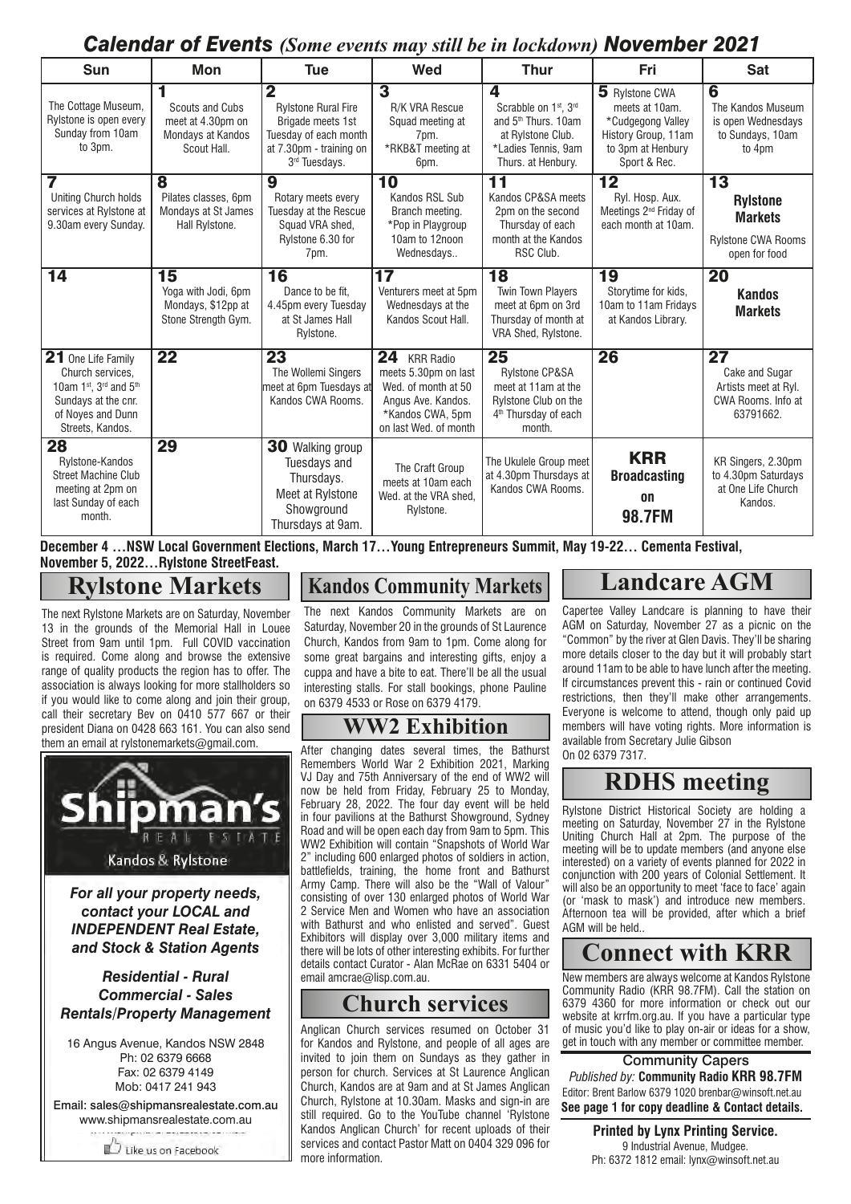## *Calendar of Events* *(Some events may still be in lockdown)* *November 2021*

| Sun | Mon | Tue | Wed | Thur | Fri | Sat |
|---|---|---|---|---|---|---|
| The Cottage Museum, Rylstone is open every Sunday from 10am to 3pm. | **1** Scouts and Cubs meet at 4.30pm on Mondays at Kandos Scout Hall. | **2** Rylstone Rural Fire Brigade meets 1st Tuesday of each month at 7.30pm - training on 3rd Tuesdays. | **3** R/K VRA Rescue Squad meeting at 7pm. *RKB&T meeting at 6pm. | **4** Scrabble on 1st, 3rd and 5th Thurs. 10am at Rylstone Club. *Ladies Tennis, 9am Thurs. at Henbury. | **5** Rylstone CWA meets at 10am. *Cudgegong Valley History Group, 11am to 3pm at Henbury Sport & Rec. | **6** The Kandos Museum is open Wednesdays to Sundays, 10am to 4pm |
| **7** Uniting Church holds services at Rylstone at 9.30am every Sunday. | **8** Pilates classes, 6pm Mondays at St James Hall Rylstone. | **9** Rotary meets every Tuesday at the Rescue Squad VRA shed, Rylstone 6.30 for 7pm. | **10** Kandos RSL Sub Branch meeting. *Pop in Playgroup 10am to 12noon Wednesdays.. | **11** Kandos CP&SA meets 2pm on the second Thursday of each month at the Kandos RSC Club. | **12** Ryl. Hosp. Aux. Meetings 2nd Friday of each month at 10am. | **13** **Rylstone Markets** Rylstone CWA Rooms open for food |
| **14** | **15** Yoga with Jodi, 6pm Mondays, $12pp at Stone Strength Gym. | **16** Dance to be fit, 4.45pm every Tuesday at St James Hall Rylstone. | **17** Venturers meet at 5pm Wednesdays at the Kandos Scout Hall. | **18** Twin Town Players meet at 6pm on 3rd Thursday of month at VRA Shed, Rylstone. | **19** Storytime for kids, 10am to 11am Fridays at Kandos Library. | **20** **Kandos Markets** |
| **21** One Life Family Church services, 10am 1st, 3rd and 5th Sundays at the cnr. of Noyes and Dunn Streets, Kandos. | **22** | **23** The Wollemi Singers meet at 6pm Tuesdays at Kandos CWA Rooms. | **24** KRR Radio meets 5.30pm on last Wed. of month at 50 Angus Ave. Kandos. *Kandos CWA, 5pm on last Wed. of month | **25** Rylstone CP&SA meet at 11am at the Rylstone Club on the 4th Thursday of each month. | **26** | **27** Cake and Sugar Artists meet at Ryl. CWA Rooms. Info at 63791662. |
| **28** Rylstone-Kandos Street Machine Club meeting at 2pm on last Sunday of each month. | **29** | **30** Walking group Tuesdays and Thursdays. Meet at Rylstone Showground Thursdays at 9am. | The Craft Group meets at 10am each Wed. at the VRA shed, Rylstone. | The Ukulele Group meet at 4.30pm Thursdays at Kandos CWA Rooms. | **KRR Broadcasting on 98.7FM** | KR Singers, 2.30pm to 4.30pm Saturdays at One Life Church Kandos. |

**December 4 …NSW Local Government Elections, March 17…Young Entrepreneurs Summit, May 19-22… Cementa Festival, November 5, 2022…Rylstone StreetFeast.**

## Rylstone Markets

The next Rylstone Markets are on Saturday, November 13 in the grounds of the Memorial Hall in Louee Street from 9am until 1pm. Full COVID vaccination is required. Come along and browse the extensive range of quality products the region has to offer. The association is always looking for more stallholders so if you would like to come along and join their group, call their secretary Bev on 0410 577 667 or their president Diana on 0428 663 161. You can also send them an email at rylstonemarkets@gmail.com.

**Shipman's** REAL ESTATE

Kandos & Rylstone

***For all your property needs, contact your LOCAL and INDEPENDENT Real Estate, and Stock & Station Agents***

***Residential - Rural***
***Commercial - Sales***
***Rentals/Property Management***

16 Angus Avenue, Kandos NSW 2848
Ph: 02 6379 6668
Fax: 02 6379 4149
Mob: 0417 241 943

Email: sales@shipmansrealestate.com.au
www.shipmansrealestate.com.au

Like us on Facebook

## Kandos Community Markets

The next Kandos Community Markets are on Saturday, November 20 in the grounds of St Laurence Church, Kandos from 9am to 1pm. Come along for some great bargains and interesting gifts, enjoy a cuppa and have a bite to eat. There'll be all the usual interesting stalls. For stall bookings, phone Pauline on 6379 4533 or Rose on 6379 4179.

## WW2 Exhibition

After changing dates several times, the Bathurst Remembers World War 2 Exhibition 2021, Marking VJ Day and 75th Anniversary of the end of WW2 will now be held from Friday, February 25 to Monday, February 28, 2022. The four day event will be held in four pavilions at the Bathurst Showground, Sydney Road and will be open each day from 9am to 5pm. This WW2 Exhibition will contain "Snapshots of World War 2" including 600 enlarged photos of soldiers in action, battlefields, training, the home front and Bathurst Army Camp. There will also be the "Wall of Valour" consisting of over 130 enlarged photos of World War 2 Service Men and Women who have an association with Bathurst and who enlisted and served". Guest Exhibitors will display over 3,000 military items and there will be lots of other interesting exhibits. For further details contact Curator - Alan McRae on 6331 5404 or email amcrae@lisp.com.au.

## Church services

Anglican Church services resumed on October 31 for Kandos and Rylstone, and people of all ages are invited to join them on Sundays as they gather in person for church. Services at St Laurence Anglican Church, Kandos are at 9am and at St James Anglican Church, Rylstone at 10.30am. Masks and sign-in are still required. Go to the YouTube channel 'Rylstone Kandos Anglican Church' for recent uploads of their services and contact Pastor Matt on 0404 329 096 for more information.

## Landcare AGM

Capertee Valley Landcare is planning to have their AGM on Saturday, November 27 as a picnic on the "Common" by the river at Glen Davis. They'll be sharing more details closer to the day but it will probably start around 11am to be able to have lunch after the meeting. If circumstances prevent this - rain or continued Covid restrictions, then they'll make other arrangements. Everyone is welcome to attend, though only paid up members will have voting rights. More information is available from Secretary Julie Gibson On 02 6379 7317.

## RDHS meeting

Rylstone District Historical Society are holding a meeting on Saturday, November 27 in the Rylstone Uniting Church Hall at 2pm. The purpose of the meeting will be to update members (and anyone else interested) on a variety of events planned for 2022 in conjunction with 200 years of Colonial Settlement. It will also be an opportunity to meet 'face to face' again (or 'mask to mask') and introduce new members. Afternoon tea will be provided, after which a brief AGM will be held..

## Connect with KRR

New members are always welcome at Kandos Rylstone Community Radio (KRR 98.7FM). Call the station on 6379 4360 for more information or check out our website at krrfm.org.au. If you have a particular type of music you'd like to play on-air or ideas for a show, get in touch with any member or committee member.

Community Capers
*Published by:* **Community Radio KRR 98.7FM**
Editor: Brent Barlow 6379 1020 brenbar@winsoft.net.au
**See page 1 for copy deadline & Contact details.**

**Printed by Lynx Printing Service.**
9 Industrial Avenue, Mudgee.
Ph: 6372 1812 email: lynx@winsoft.net.au